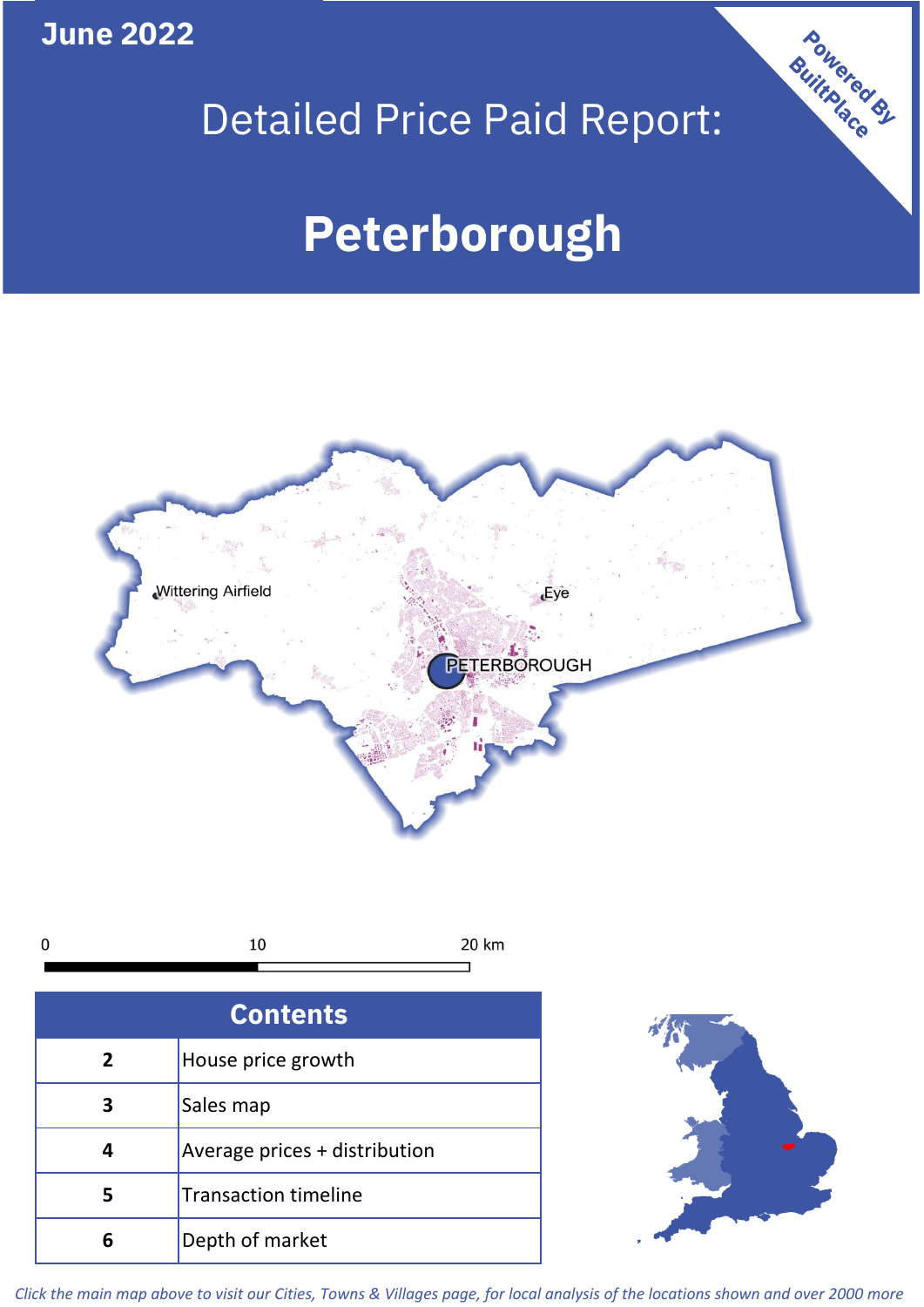**June 2022**

Powered By BuiltPlace

# Detailed Price Paid Report:

# Peterborough

## Contents

| | |
|---|---|
| 2 | House price growth |
| 3 | Sales map |
| 4 | Average prices + distribution |
| 5 | Transaction timeline |
| 6 | Depth of market |

*Click the main map above to visit our Cities, Towns & Villages page, for local analysis of the locations shown and over 2000 more*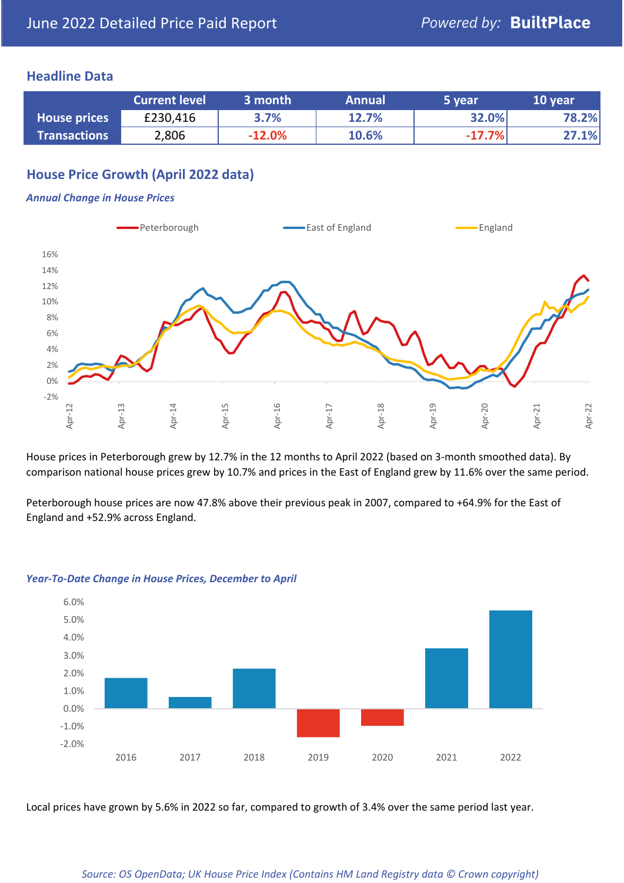June 2022 Detailed Price Paid Report — Powered by: **BuiltPlace**

## Headline Data

| | Current level | 3 month | Annual | 5 year | 10 year |
|---|---|---|---|---|---|
| **House prices** | £230,416 | 3.7% | 12.7% | 32.0% | 78.2% |
| **Transactions** | 2,806 | -12.0% | 10.6% | -17.7% | 27.1% |

## House Price Growth (April 2022 data)

### *Annual Change in House Prices*

House prices in Peterborough grew by 12.7% in the 12 months to April 2022 (based on 3-month smoothed data). By comparison national house prices grew by 10.7% and prices in the East of England grew by 11.6% over the same period.

Peterborough house prices are now 47.8% above their previous peak in 2007, compared to +64.9% for the East of England and +52.9% across England.

### *Year-To-Date Change in House Prices, December to April*

Local prices have grown by 5.6% in 2022 so far, compared to growth of 3.4% over the same period last year.

*Source: OS OpenData; UK House Price Index (Contains HM Land Registry data © Crown copyright)*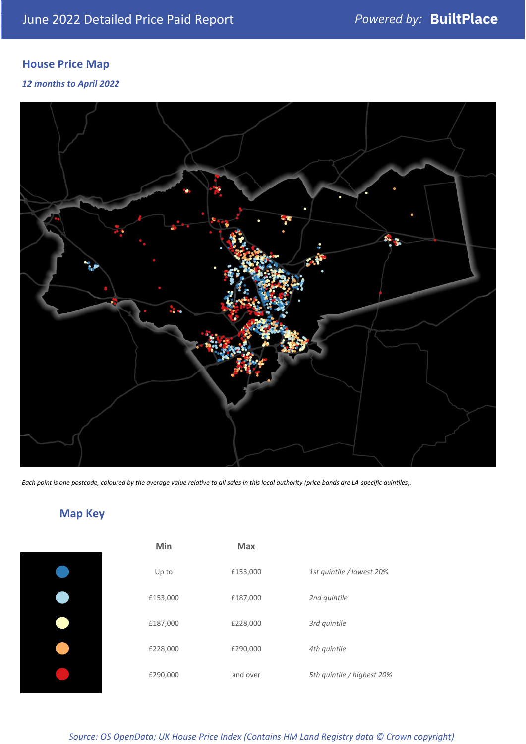# June 2022 Detailed Price Paid Report

## House Price Map

*12 months to April 2022*

*Each point is one postcode, coloured by the average value relative to all sales in this local authority (price bands are LA-specific quintiles).*

## Map Key

| | Min | Max | |
|---|---|---|---|
| (dark blue) | Up to | £153,000 | *1st quintile / lowest 20%* |
| (light blue) | £153,000 | £187,000 | *2nd quintile* |
| (pale yellow) | £187,000 | £228,000 | *3rd quintile* |
| (orange) | £228,000 | £290,000 | *4th quintile* |
| (red) | £290,000 | and over | *5th quintile / highest 20%* |

*Source: OS OpenData; UK House Price Index (Contains HM Land Registry data © Crown copyright)*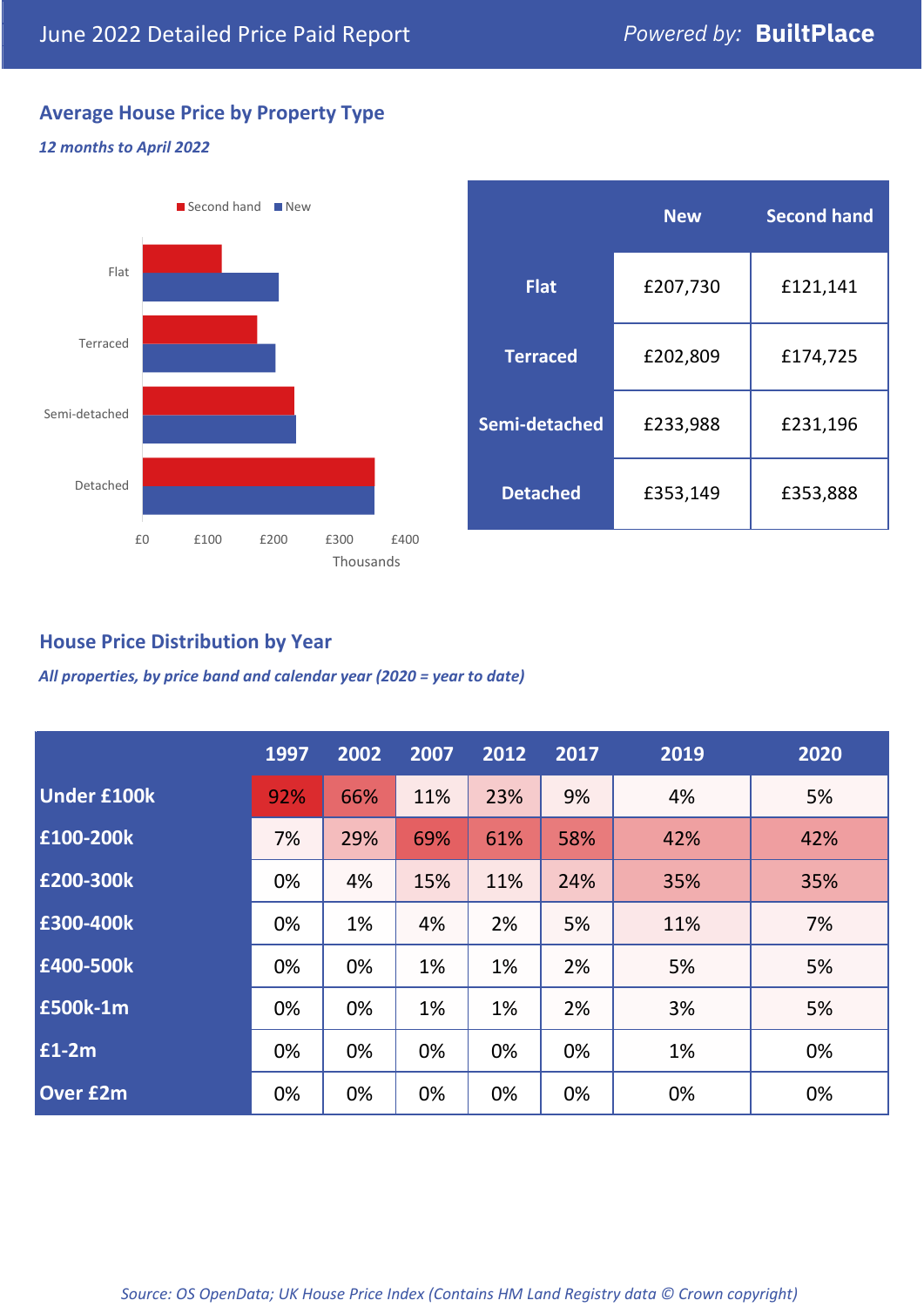June 2022 Detailed Price Paid Report

Powered by: **BuiltPlace**

## Average House Price by Property Type

*12 months to April 2022*

| | New | Second hand |
|---|---|---|
| **Flat** | £207,730 | £121,141 |
| **Terraced** | £202,809 | £174,725 |
| **Semi-detached** | £233,988 | £231,196 |
| **Detached** | £353,149 | £353,888 |

## House Price Distribution by Year

*All properties, by price band and calendar year (2020 = year to date)*

| | 1997 | 2002 | 2007 | 2012 | 2017 | 2019 | 2020 |
|---|---|---|---|---|---|---|---|
| **Under £100k** | 92% | 66% | 11% | 23% | 9% | 4% | 5% |
| **£100-200k** | 7% | 29% | 69% | 61% | 58% | 42% | 42% |
| **£200-300k** | 0% | 4% | 15% | 11% | 24% | 35% | 35% |
| **£300-400k** | 0% | 1% | 4% | 2% | 5% | 11% | 7% |
| **£400-500k** | 0% | 0% | 1% | 1% | 2% | 5% | 5% |
| **£500k-1m** | 0% | 0% | 1% | 1% | 2% | 3% | 5% |
| **£1-2m** | 0% | 0% | 0% | 0% | 0% | 1% | 0% |
| **Over £2m** | 0% | 0% | 0% | 0% | 0% | 0% | 0% |

*Source: OS OpenData; UK House Price Index (Contains HM Land Registry data © Crown copyright)*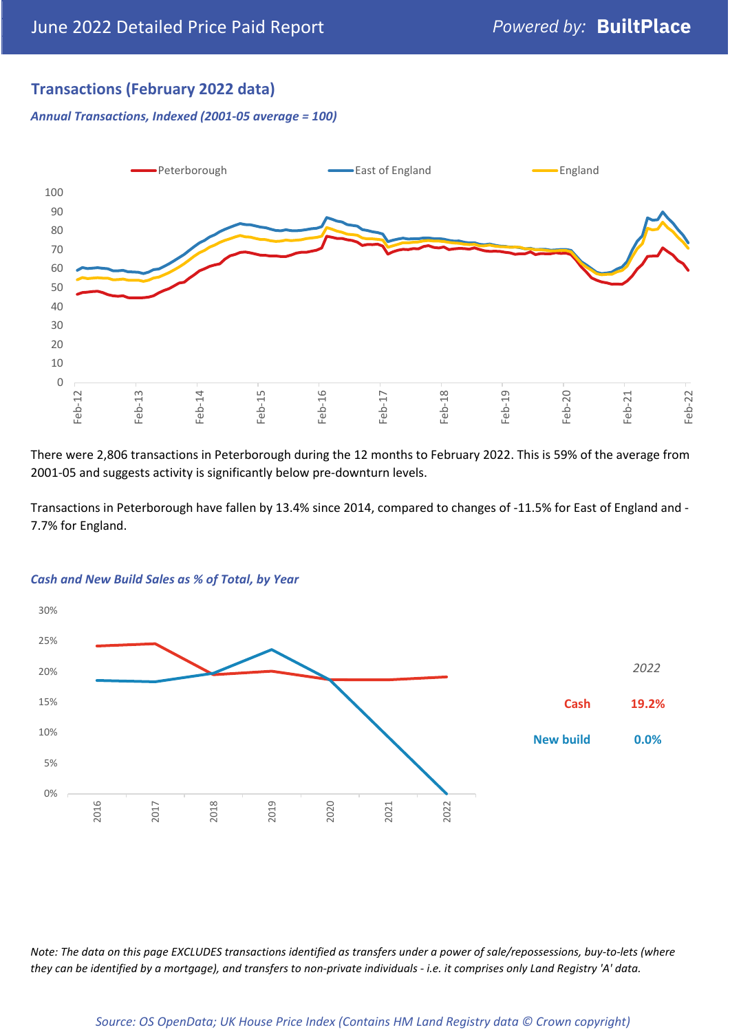## Transactions (February 2022 data)

*Annual Transactions, Indexed (2001-05 average = 100)*

There were 2,806 transactions in Peterborough during the 12 months to February 2022. This is 59% of the average from 2001-05 and suggests activity is significantly below pre-downturn levels.

Transactions in Peterborough have fallen by 13.4% since 2014, compared to changes of -11.5% for East of England and -7.7% for England.

*Cash and New Build Sales as % of Total, by Year*

| 2022 | |
|---|---|
| Cash | 19.2% |
| New build | 0.0% |

*Note: The data on this page EXCLUDES transactions identified as transfers under a power of sale/repossessions, buy-to-lets (where they can be identified by a mortgage), and transfers to non-private individuals - i.e. it comprises only Land Registry 'A' data.*

*Source: OS OpenData; UK House Price Index (Contains HM Land Registry data © Crown copyright)*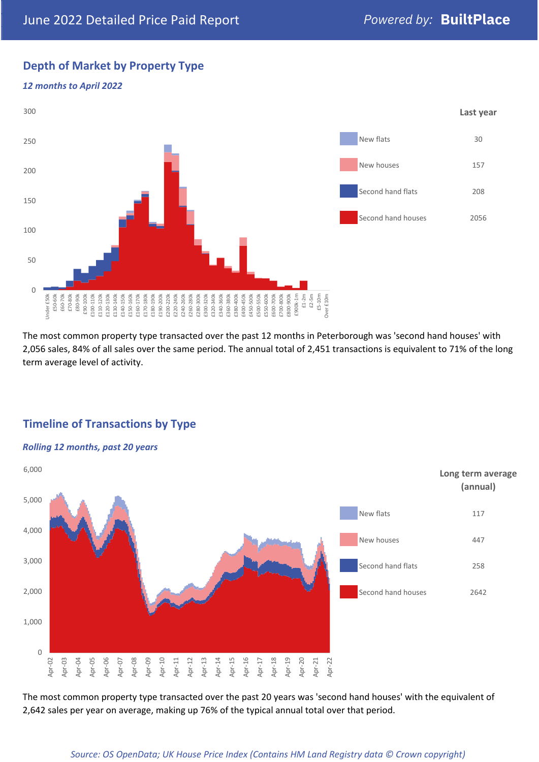## Depth of Market by Property Type

*12 months to April 2022*

300
250
200
150
100
50
0

Under £50k, £50-60k, £60-70k, £70-80k, £80-90k, £90-100k, £100-110k, £110-120k, £120-130k, £130-140k, £140-150k, £150-160k, £160-170k, £170-180k, £180-190k, £190-200k, £200-220k, £220-240k, £240-260k, £260-280k, £280-300k, £300-320k, £320-340k, £340-360k, £360-380k, £380-400k, £400-450k, £450-500k, £500-550k, £550-600k, £600-700k, £700-800k, £800-900k, £900k-1m, £1-2m, £2-5m, £5-10m, Over £10m

Last year

New flats 30
New houses 157
Second hand flats 208
Second hand houses 2056

The most common property type transacted over the past 12 months in Peterborough was 'second hand houses' with 2,056 sales, 84% of all sales over the same period. The annual total of 2,451 transactions is equivalent to 71% of the long term average level of activity.

## Timeline of Transactions by Type

*Rolling 12 months, past 20 years*

6,000
5,000
4,000
3,000
2,000
1,000
0

Apr-02, Apr-03, Apr-04, Apr-05, Apr-06, Apr-07, Apr-08, Apr-09, Apr-10, Apr-11, Apr-12, Apr-13, Apr-14, Apr-15, Apr-16, Apr-17, Apr-18, Apr-19, Apr-20, Apr-21, Apr-22

Long term average (annual)

New flats 117
New houses 447
Second hand flats 258
Second hand houses 2642

The most common property type transacted over the past 20 years was 'second hand houses' with the equivalent of 2,642 sales per year on average, making up 76% of the typical annual total over that period.

*Source: OS OpenData; UK House Price Index (Contains HM Land Registry data © Crown copyright)*